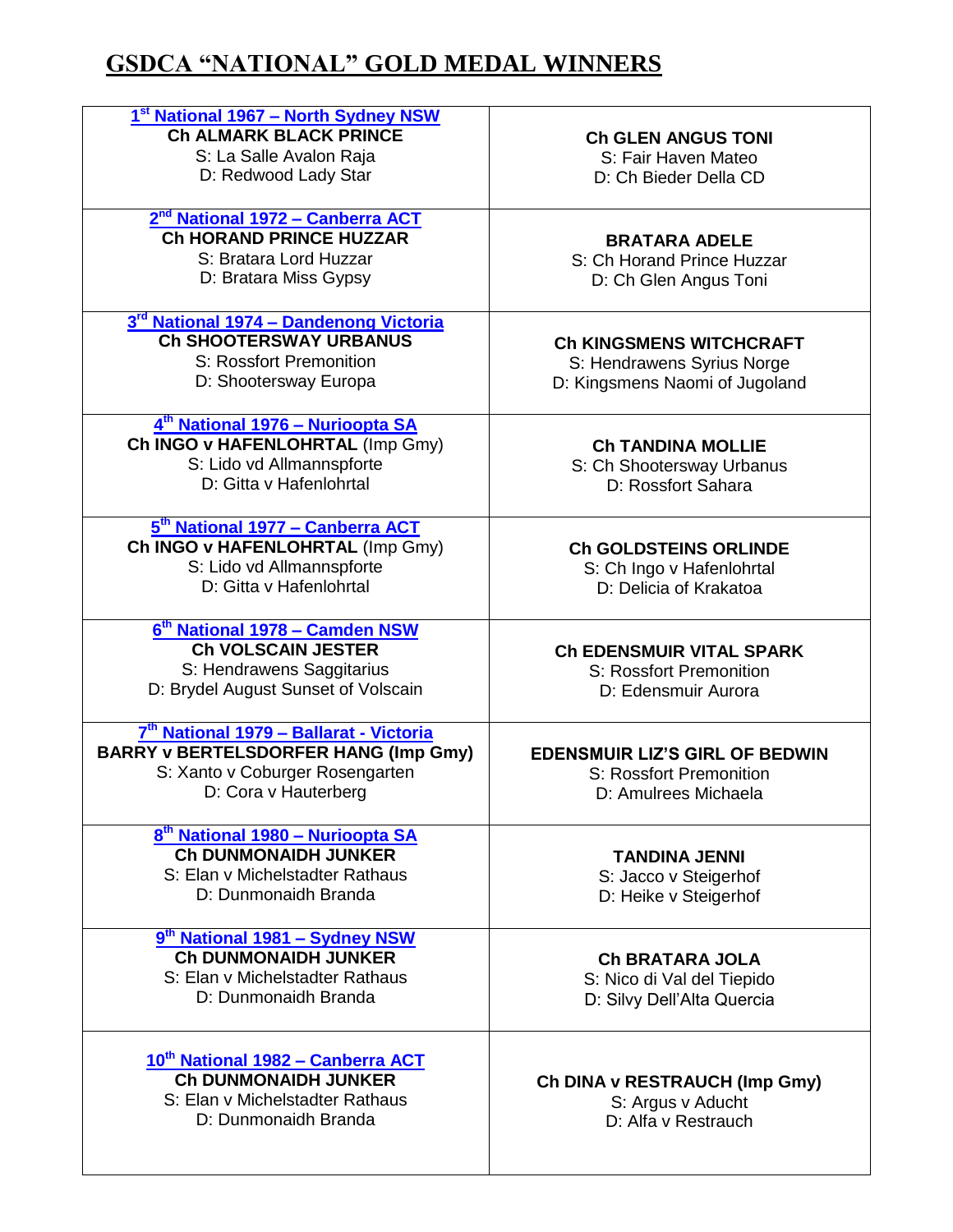# GSDCA "NATIONAL" GOLD MEDAL WINNERS

| | |
|---|---|
| **1st National 1967 – North Sydney NSW**<br>**Ch ALMARK BLACK PRINCE**<br>S: La Salle Avalon Raja<br>D: Redwood Lady Star | **Ch GLEN ANGUS TONI**<br>S: Fair Haven Mateo<br>D: Ch Bieder Della CD |
| **2nd National 1972 – Canberra ACT**<br>**Ch HORAND PRINCE HUZZAR**<br>S: Bratara Lord Huzzar<br>D: Bratara Miss Gypsy | **BRATARA ADELE**<br>S: Ch Horand Prince Huzzar<br>D: Ch Glen Angus Toni |
| **3rd National 1974 – Dandenong Victoria**<br>**Ch SHOOTERSWAY URBANUS**<br>S: Rossfort Premonition<br>D: Shootersway Europa | **Ch KINGSMENS WITCHCRAFT**<br>S: Hendrawens Syrius Norge<br>D: Kingsmens Naomi of Jugoland |
| **4th National 1976 – Nuriootpa SA**<br>**Ch INGO v HAFENLOHRTAL** (Imp Gmy)<br>S: Lido vd Allmannspforte<br>D: Gitta v Hafenlohrtal | **Ch TANDINA MOLLIE**<br>S: Ch Shootersway Urbanus<br>D: Rossfort Sahara |
| **5th National 1977 – Canberra ACT**<br>**Ch INGO v HAFENLOHRTAL** (Imp Gmy)<br>S: Lido vd Allmannspforte<br>D: Gitta v Hafenlohrtal | **Ch GOLDSTEINS ORLINDE**<br>S: Ch Ingo v Hafenlohrtal<br>D: Delicia of Krakatoa |
| **6th National 1978 – Camden NSW**<br>**Ch VOLSCAIN JESTER**<br>S: Hendrawens Saggitarius<br>D: Brydel August Sunset of Volscain | **Ch EDENSMUIR VITAL SPARK**<br>S: Rossfort Premonition<br>D: Edensmuir Aurora |
| **7th National 1979 – Ballarat - Victoria**<br>**BARRY v BERTELSDORFER HANG (Imp Gmy)**<br>S: Xanto v Coburger Rosengarten<br>D: Cora v Hauterberg | **EDENSMUIR LIZ'S GIRL OF BEDWIN**<br>S: Rossfort Premonition<br>D: Amulrees Michaela |
| **8th National 1980 – Nuriootpa SA**<br>**Ch DUNMONAIDH JUNKER**<br>S: Elan v Michelstadter Rathaus<br>D: Dunmonaidh Branda | **TANDINA JENNI**<br>S: Jacco v Steigerhof<br>D: Heike v Steigerhof |
| **9th National 1981 – Sydney NSW**<br>**Ch DUNMONAIDH JUNKER**<br>S: Elan v Michelstadter Rathaus<br>D: Dunmonaidh Branda | **Ch BRATARA JOLA**<br>S: Nico di Val del Tiepido<br>D: Silvy Dell'Alta Quercia |
| **10th National 1982 – Canberra ACT**<br>**Ch DUNMONAIDH JUNKER**<br>S: Elan v Michelstadter Rathaus<br>D: Dunmonaidh Branda | **Ch DINA v RESTRAUCH (Imp Gmy)**<br>S: Argus v Aducht<br>D: Alfa v Restrauch |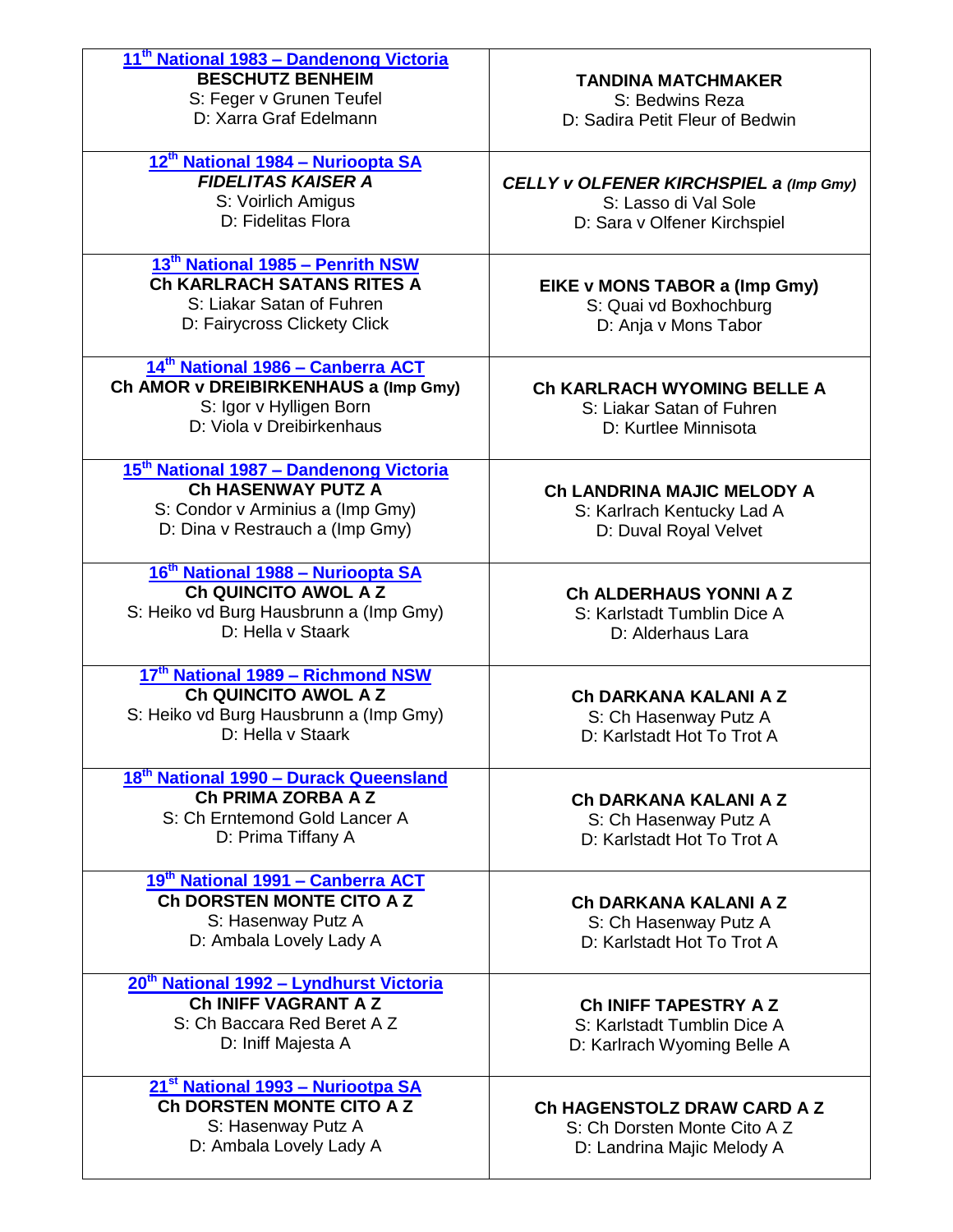| 11th National 1983 – Dandenong Victoria<br>**BESCHUTZ BENHEIM**<br>S: Feger v Grunen Teufel<br>D: Xarra Graf Edelmann | **TANDINA MATCHMAKER**<br>S: Bedwins Reza<br>D: Sadira Petit Fleur of Bedwin |
|---|---|
| 12th National 1984 – Nuriootpa SA<br>***FIDELITAS KAISER A***<br>S: Voirlich Amigus<br>D: Fidelitas Flora | ***CELLY v OLFENER KIRCHSPIEL a (Imp Gmy)***<br>S: Lasso di Val Sole<br>D: Sara v Olfener Kirchspiel |
| 13th National 1985 – Penrith NSW<br>**Ch KARLRACH SATANS RITES A**<br>S: Liakar Satan of Fuhren<br>D: Fairycross Clickety Click | **EIKE v MONS TABOR a (Imp Gmy)**<br>S: Quai vd Boxhochburg<br>D: Anja v Mons Tabor |
| 14th National 1986 – Canberra ACT<br>**Ch AMOR v DREIBIRKENHAUS a (Imp Gmy)**<br>S: Igor v Hylligen Born<br>D: Viola v Dreibirkenhaus | **Ch KARLRACH WYOMING BELLE A**<br>S: Liakar Satan of Fuhren<br>D: Kurtlee Minnisota |
| 15th National 1987 – Dandenong Victoria<br>**Ch HASENWAY PUTZ A**<br>S: Condor v Arminius a (Imp Gmy)<br>D: Dina v Restrauch a (Imp Gmy) | **Ch LANDRINA MAJIC MELODY A**<br>S: Karlrach Kentucky Lad A<br>D: Duval Royal Velvet |
| 16th National 1988 – Nurioopta SA<br>**Ch QUINCITO AWOL A Z**<br>S: Heiko vd Burg Hausbrunn a (Imp Gmy)<br>D: Hella v Staark | **Ch ALDERHAUS YONNI A Z**<br>S: Karlstadt Tumblin Dice A<br>D: Alderhaus Lara |
| 17th National 1989 – Richmond NSW<br>**Ch QUINCITO AWOL A Z**<br>S: Heiko vd Burg Hausbrunn a (Imp Gmy)<br>D: Hella v Staark | **Ch DARKANA KALANI A Z**<br>S: Ch Hasenway Putz A<br>D: Karlstadt Hot To Trot A |
| 18th National 1990 – Durack Queensland<br>**Ch PRIMA ZORBA A Z**<br>S: Ch Erntemond Gold Lancer A<br>D: Prima Tiffany A | **Ch DARKANA KALANI A Z**<br>S: Ch Hasenway Putz A<br>D: Karlstadt Hot To Trot A |
| 19th National 1991 – Canberra ACT<br>**Ch DORSTEN MONTE CITO A Z**<br>S: Hasenway Putz A<br>D: Ambala Lovely Lady A | **Ch DARKANA KALANI A Z**<br>S: Ch Hasenway Putz A<br>D: Karlstadt Hot To Trot A |
| 20th National 1992 – Lyndhurst Victoria<br>**Ch INIFF VAGRANT A Z**<br>S: Ch Baccara Red Beret A Z<br>D: Iniff Majesta A | **Ch INIFF TAPESTRY A Z**<br>S: Karlstadt Tumblin Dice A<br>D: Karlrach Wyoming Belle A |
| 21st National 1993 – Nuriootpa SA<br>**Ch DORSTEN MONTE CITO A Z**<br>S: Hasenway Putz A<br>D: Ambala Lovely Lady A | **Ch HAGENSTOLZ DRAW CARD A Z**<br>S: Ch Dorsten Monte Cito A Z<br>D: Landrina Majic Melody A |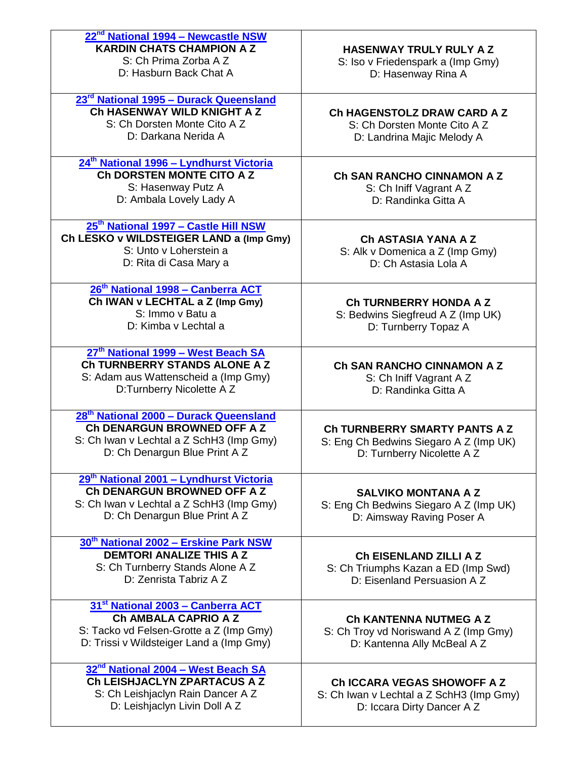| | |
|---|---|
| **22nd National 1994 – Newcastle NSW**<br>**KARDIN CHATS CHAMPION A Z**<br>S: Ch Prima Zorba A Z<br>D: Hasburn Back Chat A | **HASENWAY TRULY RULY A Z**<br>S: Iso v Friedenspark a (Imp Gmy)<br>D: Hasenway Rina A |
| **23rd National 1995 – Durack Queensland**<br>**Ch HASENWAY WILD KNIGHT A Z**<br>S: Ch Dorsten Monte Cito A Z<br>D: Darkana Nerida A | **Ch HAGENSTOLZ DRAW CARD A Z**<br>S: Ch Dorsten Monte Cito A Z<br>D: Landrina Majic Melody A |
| **24th National 1996 – Lyndhurst Victoria**<br>**Ch DORSTEN MONTE CITO A Z**<br>S: Hasenway Putz A<br>D: Ambala Lovely Lady A | **Ch SAN RANCHO CINNAMON A Z**<br>S: Ch Iniff Vagrant A Z<br>D: Randinka Gitta A |
| **25th National 1997 – Castle Hill NSW**<br>**Ch LESKO v WILDSTEIGER LAND a (Imp Gmy)**<br>S: Unto v Loherstein a<br>D: Rita di Casa Mary a | **Ch ASTASIA YANA A Z**<br>S: Alk v Domenica a Z (Imp Gmy)<br>D: Ch Astasia Lola A |
| **26th National 1998 – Canberra ACT**<br>**Ch IWAN v LECHTAL a Z (Imp Gmy)**<br>S: Immo v Batu a<br>D: Kimba v Lechtal a | **Ch TURNBERRY HONDA A Z**<br>S: Bedwins Siegfreud A Z (Imp UK)<br>D: Turnberry Topaz A |
| **27th National 1999 – West Beach SA**<br>**Ch TURNBERRY STANDS ALONE A Z**<br>S: Adam aus Wattenscheid a (Imp Gmy)<br>D:Turnberry Nicolette A Z | **Ch SAN RANCHO CINNAMON A Z**<br>S: Ch Iniff Vagrant A Z<br>D: Randinka Gitta A |
| **28th National 2000 – Durack Queensland**<br>**Ch DENARGUN BROWNED OFF A Z**<br>S: Ch Iwan v Lechtal a Z SchH3 (Imp Gmy)<br>D: Ch Denargun Blue Print A Z | **Ch TURNBERRY SMARTY PANTS A Z**<br>S: Eng Ch Bedwins Siegaro A Z (Imp UK)<br>D: Turnberry Nicolette A Z |
| **29th National 2001 – Lyndhurst Victoria**<br>**Ch DENARGUN BROWNED OFF A Z**<br>S: Ch Iwan v Lechtal a Z SchH3 (Imp Gmy)<br>D: Ch Denargun Blue Print A Z | **SALVIKO MONTANA A Z**<br>S: Eng Ch Bedwins Siegaro A Z (Imp UK)<br>D: Aimsway Raving Poser A |
| **30th National 2002 – Erskine Park NSW**<br>**DEMTORI ANALIZE THIS A Z**<br>S: Ch Turnberry Stands Alone A Z<br>D: Zenrista Tabriz A Z | **Ch EISENLAND ZILLI A Z**<br>S: Ch Triumphs Kazan a ED (Imp Swd)<br>D: Eisenland Persuasion A Z |
| **31st National 2003 – Canberra ACT**<br>**Ch AMBALA CAPRIO A Z**<br>S: Tacko vd Felsen-Grotte a Z (Imp Gmy)<br>D: Trissi v Wildsteiger Land a (Imp Gmy) | **Ch KANTENNA NUTMEG A Z**<br>S: Ch Troy vd Noriswand A Z (Imp Gmy)<br>D: Kantenna Ally McBeal A Z |
| **32nd National 2004 – West Beach SA**<br>**Ch LEISHJACLYN ZPARTACUS A Z**<br>S: Ch Leishjaclyn Rain Dancer A Z<br>D: Leishjaclyn Livin Doll A Z | **Ch ICCARA VEGAS SHOWOFF A Z**<br>S: Ch Iwan v Lechtal a Z SchH3 (Imp Gmy)<br>D: Iccara Dirty Dancer A Z |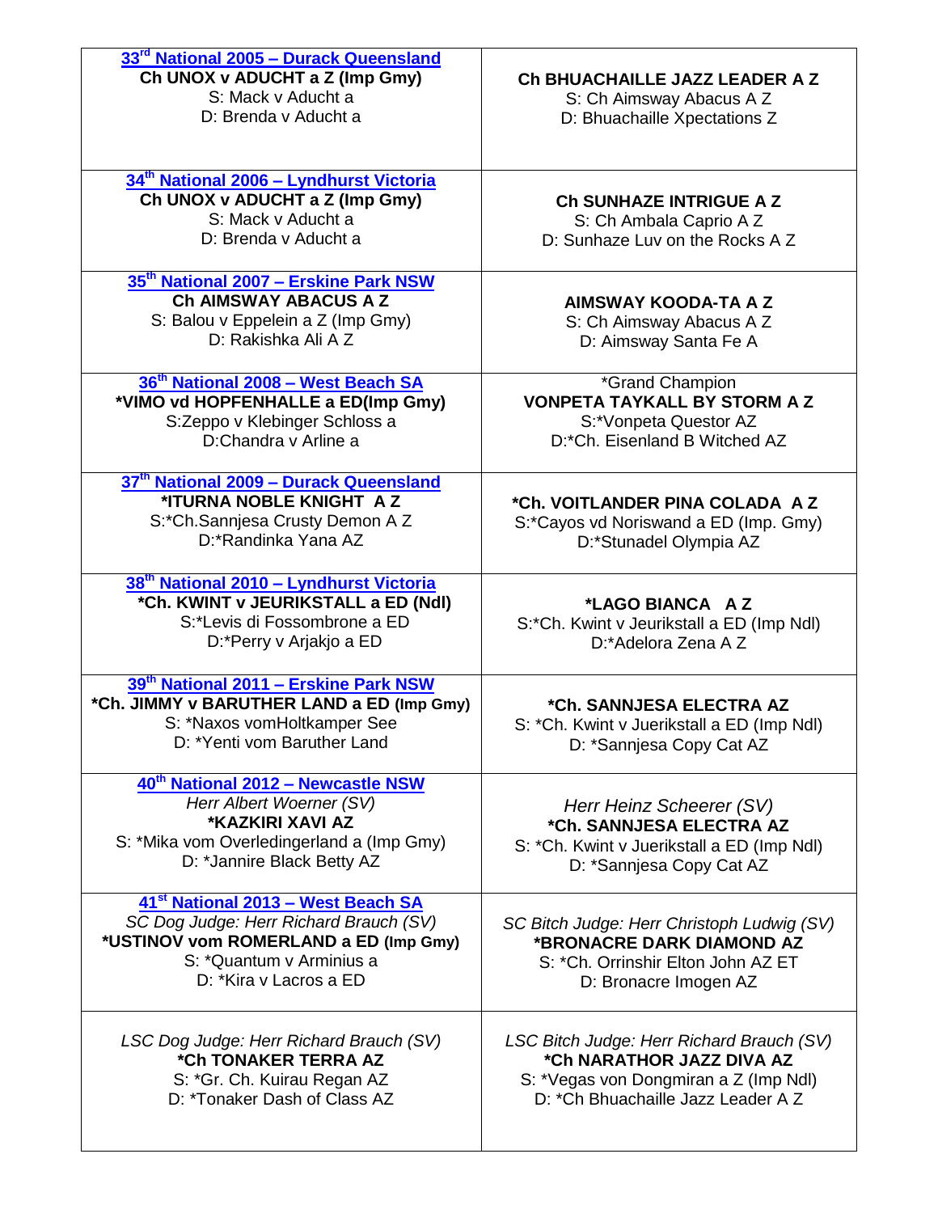| | |
|---|---|
| **33rd National 2005 – Durack Queensland**<br>**Ch UNOX v ADUCHT a Z (Imp Gmy)**<br>S: Mack v Aducht a<br>D: Brenda v Aducht a | **Ch BHUACHAILLE JAZZ LEADER A Z**<br>S: Ch Aimsway Abacus A Z<br>D: Bhuachaille Xpectations Z |
| **34th National 2006 – Lyndhurst Victoria**<br>**Ch UNOX v ADUCHT a Z (Imp Gmy)**<br>S: Mack v Aducht a<br>D: Brenda v Aducht a | **Ch SUNHAZE INTRIGUE A Z**<br>S: Ch Ambala Caprio A Z<br>D: Sunhaze Luv on the Rocks A Z |
| **35th National 2007 – Erskine Park NSW**<br>**Ch AIMSWAY ABACUS A Z**<br>S: Balou v Eppelein a Z (Imp Gmy)<br>D: Rakishka Ali A Z | **AIMSWAY KOODA-TA A Z**<br>S: Ch Aimsway Abacus A Z<br>D: Aimsway Santa Fe A |
| **36th National 2008 – West Beach SA**<br>**\*VIMO vd HOPFENHALLE a ED(Imp Gmy)**<br>S:Zeppo v Klebinger Schloss a<br>D:Chandra v Arline a | *Grand Champion<br>**VONPETA TAYKALL BY STORM A Z**<br>S:*Vonpeta Questor AZ<br>D:*Ch. Eisenland B Witched AZ |
| **37th National 2009 – Durack Queensland**<br>**\*ITURNA NOBLE KNIGHT A Z**<br>S:*Ch.Sannjesa Crusty Demon A Z<br>D:*Randinka Yana AZ | **\*Ch. VOITLANDER PINA COLADA A Z**<br>S:*Cayos vd Noriswand a ED (Imp. Gmy)<br>D:*Stunadel Olympia AZ |
| **38th National 2010 – Lyndhurst Victoria**<br>**\*Ch. KWINT v JEURIKSTALL a ED (Ndl)**<br>S:*Levis di Fossombrone a ED<br>D:*Perry v Arjakjo a ED | **\*LAGO BIANCA A Z**<br>S:*Ch. Kwint v Jeurikstall a ED (Imp Ndl)<br>D:*Adelora Zena A Z |
| **39th National 2011 – Erskine Park NSW**<br>**\*Ch. JIMMY v BARUTHER LAND a ED (Imp Gmy)**<br>S: *Naxos vomHoltkamper See<br>D: *Yenti vom Baruther Land | **\*Ch. SANNJESA ELECTRA AZ**<br>S: *Ch. Kwint v Juerikstall a ED (Imp Ndl)<br>D: *Sannjesa Copy Cat AZ |
| **40th National 2012 – Newcastle NSW**<br>*Herr Albert Woerner (SV)*<br>**\*KAZKIRI XAVI AZ**<br>S: *Mika vom Overledingerland a (Imp Gmy)<br>D: *Jannire Black Betty AZ | *Herr Heinz Scheerer (SV)*<br>**\*Ch. SANNJESA ELECTRA AZ**<br>S: *Ch. Kwint v Juerikstall a ED (Imp Ndl)<br>D: *Sannjesa Copy Cat AZ |
| **41st National 2013 – West Beach SA**<br>*SC Dog Judge: Herr Richard Brauch (SV)*<br>**\*USTINOV vom ROMERLAND a ED (Imp Gmy)**<br>S: *Quantum v Arminius a<br>D: *Kira v Lacros a ED | *SC Bitch Judge: Herr Christoph Ludwig (SV)*<br>**\*BRONACRE DARK DIAMOND AZ**<br>S: *Ch. Orrinshir Elton John AZ ET<br>D: Bronacre Imogen AZ |
| *LSC Dog Judge: Herr Richard Brauch (SV)*<br>**\*Ch TONAKER TERRA AZ**<br>S: *Gr. Ch. Kuirau Regan AZ<br>D: *Tonaker Dash of Class AZ | *LSC Bitch Judge: Herr Richard Brauch (SV)*<br>**\*Ch NARATHOR JAZZ DIVA AZ**<br>S: *Vegas von Dongmiran a Z (Imp Ndl)<br>D: *Ch Bhuachaille Jazz Leader A Z |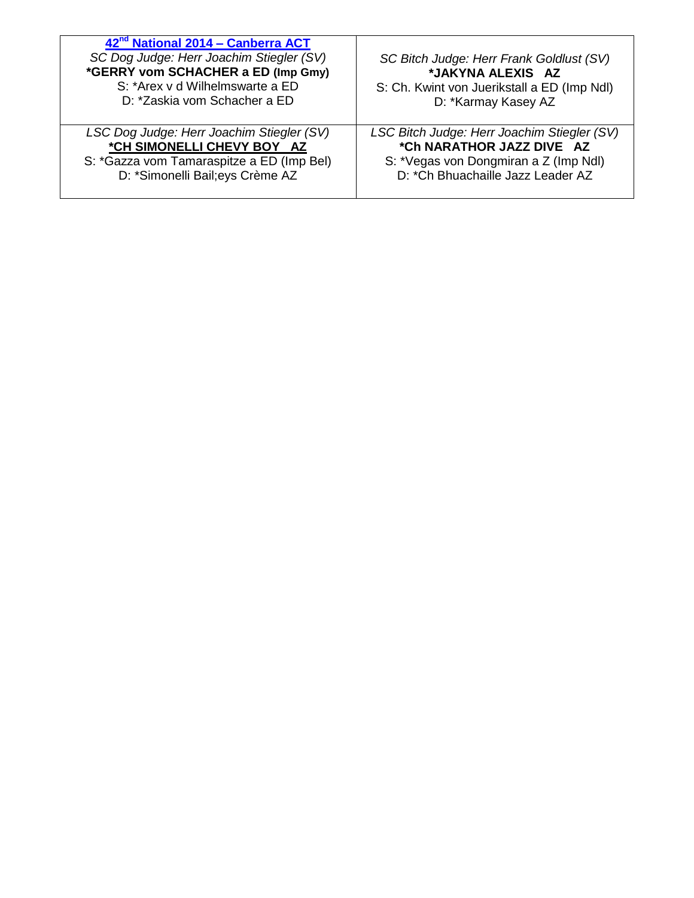| | |
|---|---|
| **[42nd National 2014 – Canberra ACT]**<br>*SC Dog Judge: Herr Joachim Stiegler (SV)*<br>**\*GERRY vom SCHACHER a ED (Imp Gmy)**<br>S: \*Arex v d Wilhelmswarte a ED<br>D: \*Zaskia vom Schacher a ED | *SC Bitch Judge: Herr Frank Goldlust (SV)*<br>**\*JAKYNA ALEXIS AZ**<br>S: Ch. Kwint von Juerikstall a ED (Imp Ndl)<br>D: \*Karmay Kasey AZ |
| *LSC Dog Judge: Herr Joachim Stiegler (SV)*<br>**\*CH SIMONELLI CHEVY BOY AZ**<br>S: \*Gazza vom Tamaraspitze a ED (Imp Bel)<br>D: \*Simonelli Bail;eys Crème AZ | *LSC Bitch Judge: Herr Joachim Stiegler (SV)*<br>**\*Ch NARATHOR JAZZ DIVE AZ**<br>S: \*Vegas von Dongmiran a Z (Imp Ndl)<br>D: \*Ch Bhuachaille Jazz Leader AZ |